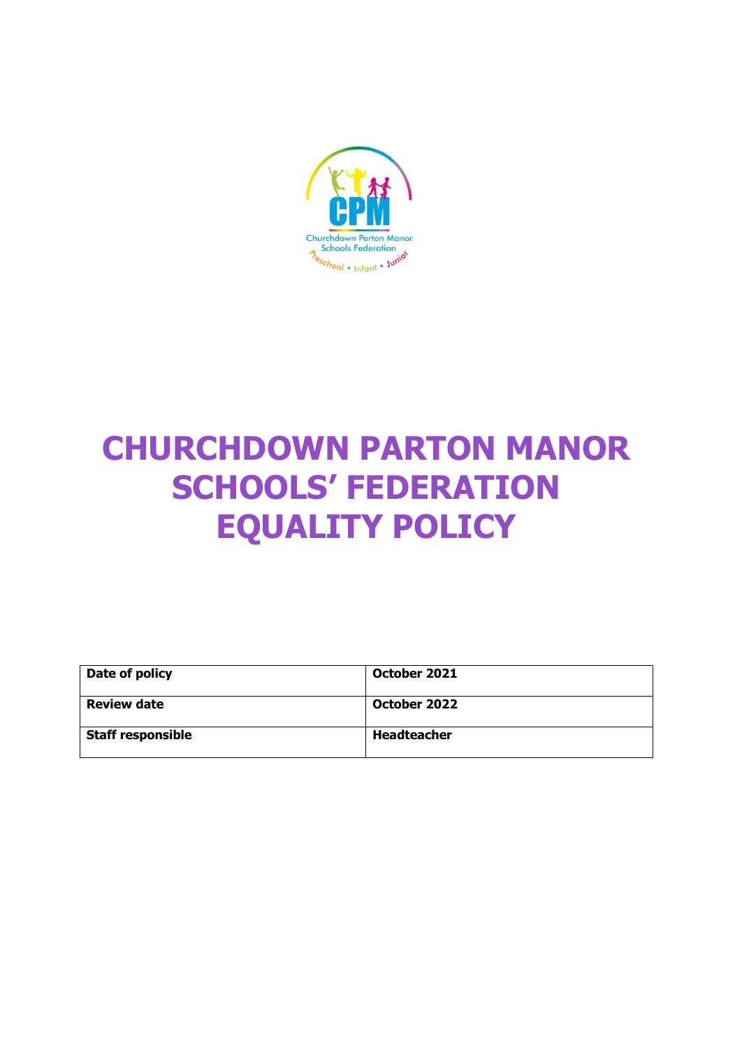Churchdown Parton Manor Schools Federation

Preschool • Infant • Junior

# CHURCHDOWN PARTON MANOR SCHOOLS' FEDERATION EQUALITY POLICY

| **Date of policy** | **October 2021** |
| --- | --- |
| **Review date** | **October 2022** |
| **Staff responsible** | **Headteacher** |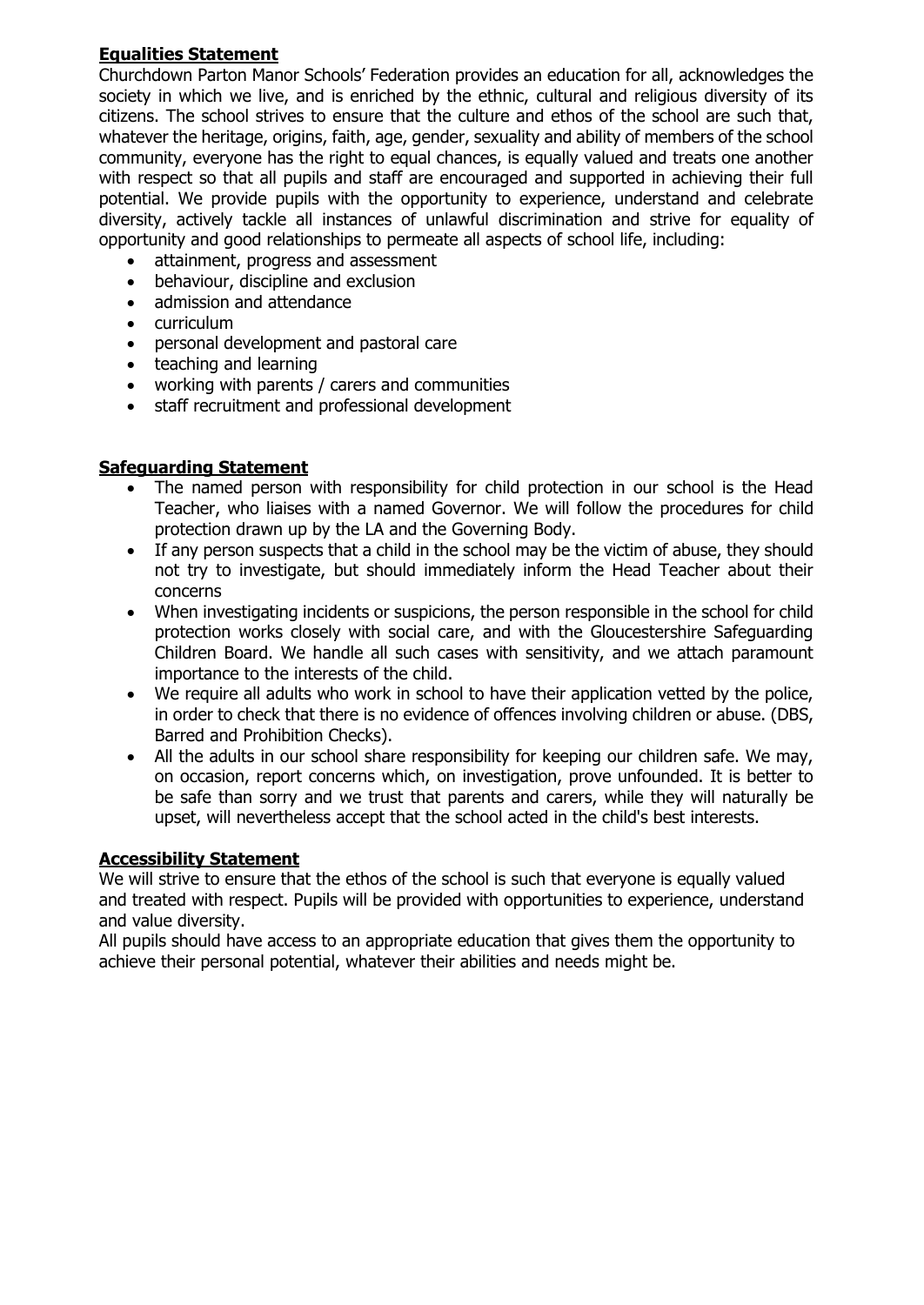## Equalities Statement

Churchdown Parton Manor Schools' Federation provides an education for all, acknowledges the society in which we live, and is enriched by the ethnic, cultural and religious diversity of its citizens. The school strives to ensure that the culture and ethos of the school are such that, whatever the heritage, origins, faith, age, gender, sexuality and ability of members of the school community, everyone has the right to equal chances, is equally valued and treats one another with respect so that all pupils and staff are encouraged and supported in achieving their full potential. We provide pupils with the opportunity to experience, understand and celebrate diversity, actively tackle all instances of unlawful discrimination and strive for equality of opportunity and good relationships to permeate all aspects of school life, including:

- attainment, progress and assessment
- behaviour, discipline and exclusion
- admission and attendance
- curriculum
- personal development and pastoral care
- teaching and learning
- working with parents / carers and communities
- staff recruitment and professional development

## Safeguarding Statement

- The named person with responsibility for child protection in our school is the Head Teacher, who liaises with a named Governor. We will follow the procedures for child protection drawn up by the LA and the Governing Body.
- If any person suspects that a child in the school may be the victim of abuse, they should not try to investigate, but should immediately inform the Head Teacher about their concerns
- When investigating incidents or suspicions, the person responsible in the school for child protection works closely with social care, and with the Gloucestershire Safeguarding Children Board. We handle all such cases with sensitivity, and we attach paramount importance to the interests of the child.
- We require all adults who work in school to have their application vetted by the police, in order to check that there is no evidence of offences involving children or abuse. (DBS, Barred and Prohibition Checks).
- All the adults in our school share responsibility for keeping our children safe. We may, on occasion, report concerns which, on investigation, prove unfounded. It is better to be safe than sorry and we trust that parents and carers, while they will naturally be upset, will nevertheless accept that the school acted in the child's best interests.

## Accessibility Statement

We will strive to ensure that the ethos of the school is such that everyone is equally valued and treated with respect. Pupils will be provided with opportunities to experience, understand and value diversity.

All pupils should have access to an appropriate education that gives them the opportunity to achieve their personal potential, whatever their abilities and needs might be.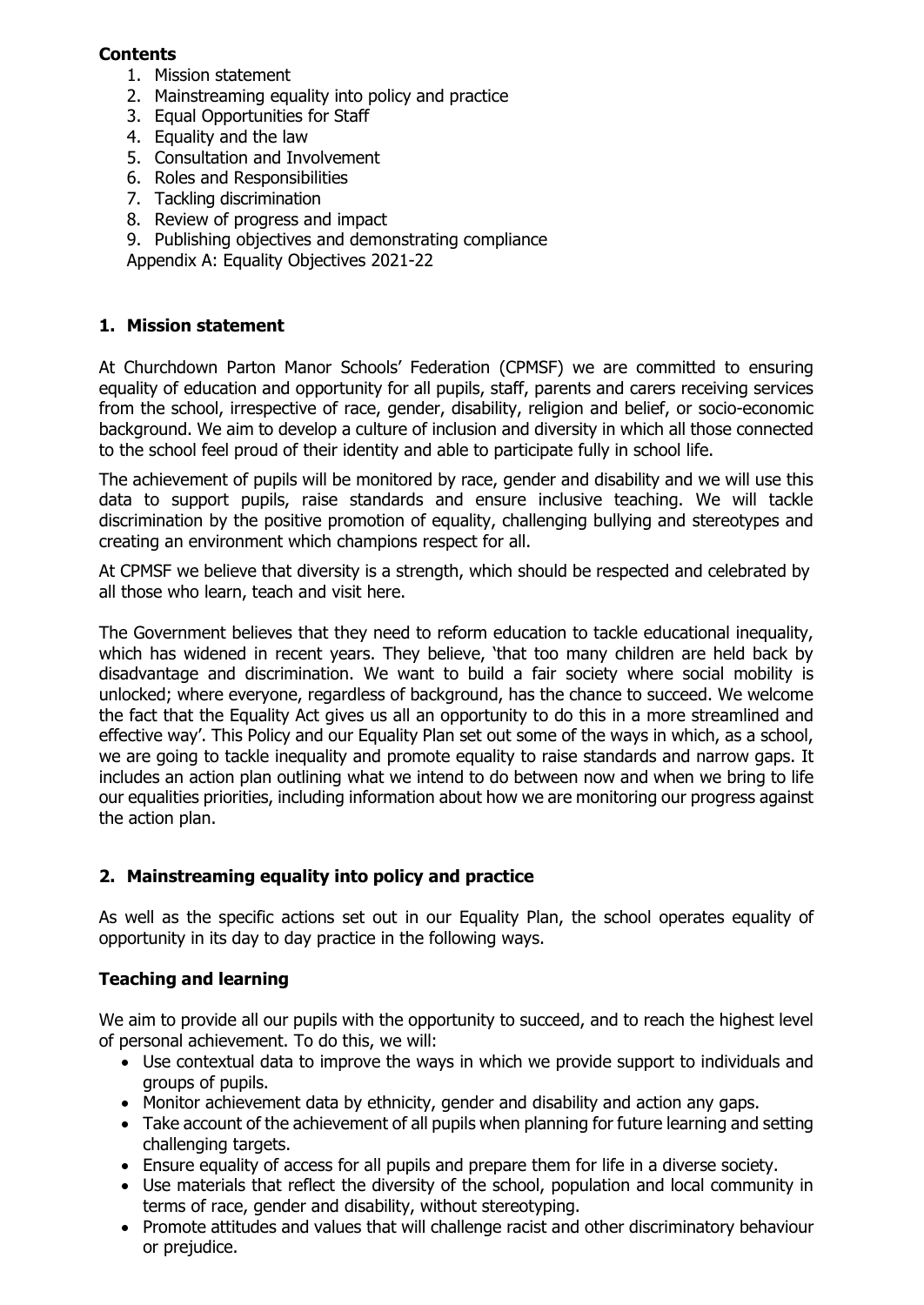**Contents**

1. Mission statement
2. Mainstreaming equality into policy and practice
3. Equal Opportunities for Staff
4. Equality and the law
5. Consultation and Involvement
6. Roles and Responsibilities
7. Tackling discrimination
8. Review of progress and impact
9. Publishing objectives and demonstrating compliance

Appendix A: Equality Objectives 2021-22

## 1. Mission statement

At Churchdown Parton Manor Schools' Federation (CPMSF) we are committed to ensuring equality of education and opportunity for all pupils, staff, parents and carers receiving services from the school, irrespective of race, gender, disability, religion and belief, or socio-economic background. We aim to develop a culture of inclusion and diversity in which all those connected to the school feel proud of their identity and able to participate fully in school life.

The achievement of pupils will be monitored by race, gender and disability and we will use this data to support pupils, raise standards and ensure inclusive teaching. We will tackle discrimination by the positive promotion of equality, challenging bullying and stereotypes and creating an environment which champions respect for all.

At CPMSF we believe that diversity is a strength, which should be respected and celebrated by all those who learn, teach and visit here.

The Government believes that they need to reform education to tackle educational inequality, which has widened in recent years. They believe, 'that too many children are held back by disadvantage and discrimination. We want to build a fair society where social mobility is unlocked; where everyone, regardless of background, has the chance to succeed. We welcome the fact that the Equality Act gives us all an opportunity to do this in a more streamlined and effective way'. This Policy and our Equality Plan set out some of the ways in which, as a school, we are going to tackle inequality and promote equality to raise standards and narrow gaps. It includes an action plan outlining what we intend to do between now and when we bring to life our equalities priorities, including information about how we are monitoring our progress against the action plan.

## 2. Mainstreaming equality into policy and practice

As well as the specific actions set out in our Equality Plan, the school operates equality of opportunity in its day to day practice in the following ways.

### Teaching and learning

We aim to provide all our pupils with the opportunity to succeed, and to reach the highest level of personal achievement. To do this, we will:

- Use contextual data to improve the ways in which we provide support to individuals and groups of pupils.
- Monitor achievement data by ethnicity, gender and disability and action any gaps.
- Take account of the achievement of all pupils when planning for future learning and setting challenging targets.
- Ensure equality of access for all pupils and prepare them for life in a diverse society.
- Use materials that reflect the diversity of the school, population and local community in terms of race, gender and disability, without stereotyping.
- Promote attitudes and values that will challenge racist and other discriminatory behaviour or prejudice.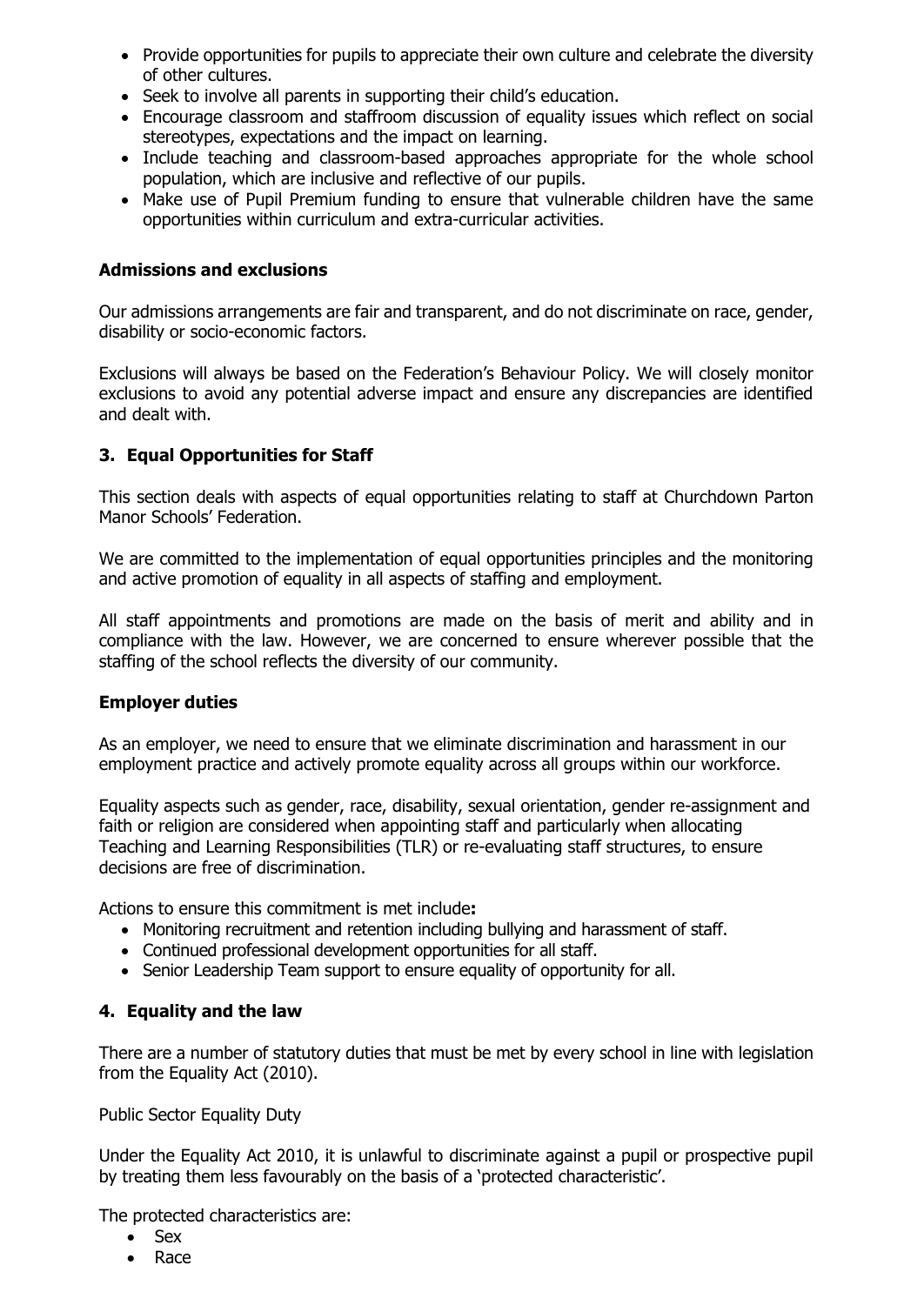- Provide opportunities for pupils to appreciate their own culture and celebrate the diversity of other cultures.
- Seek to involve all parents in supporting their child's education.
- Encourage classroom and staffroom discussion of equality issues which reflect on social stereotypes, expectations and the impact on learning.
- Include teaching and classroom-based approaches appropriate for the whole school population, which are inclusive and reflective of our pupils.
- Make use of Pupil Premium funding to ensure that vulnerable children have the same opportunities within curriculum and extra-curricular activities.

### Admissions and exclusions

Our admissions arrangements are fair and transparent, and do not discriminate on race, gender, disability or socio-economic factors.

Exclusions will always be based on the Federation's Behaviour Policy. We will closely monitor exclusions to avoid any potential adverse impact and ensure any discrepancies are identified and dealt with.

## 3. Equal Opportunities for Staff

This section deals with aspects of equal opportunities relating to staff at Churchdown Parton Manor Schools' Federation.

We are committed to the implementation of equal opportunities principles and the monitoring and active promotion of equality in all aspects of staffing and employment.

All staff appointments and promotions are made on the basis of merit and ability and in compliance with the law. However, we are concerned to ensure wherever possible that the staffing of the school reflects the diversity of our community.

### Employer duties

As an employer, we need to ensure that we eliminate discrimination and harassment in our employment practice and actively promote equality across all groups within our workforce.

Equality aspects such as gender, race, disability, sexual orientation, gender re-assignment and faith or religion are considered when appointing staff and particularly when allocating Teaching and Learning Responsibilities (TLR) or re-evaluating staff structures, to ensure decisions are free of discrimination.

Actions to ensure this commitment is met include**:**

- Monitoring recruitment and retention including bullying and harassment of staff.
- Continued professional development opportunities for all staff.
- Senior Leadership Team support to ensure equality of opportunity for all.

## 4. Equality and the law

There are a number of statutory duties that must be met by every school in line with legislation from the Equality Act (2010).

Public Sector Equality Duty

Under the Equality Act 2010, it is unlawful to discriminate against a pupil or prospective pupil by treating them less favourably on the basis of a 'protected characteristic'.

The protected characteristics are:

- Sex
- Race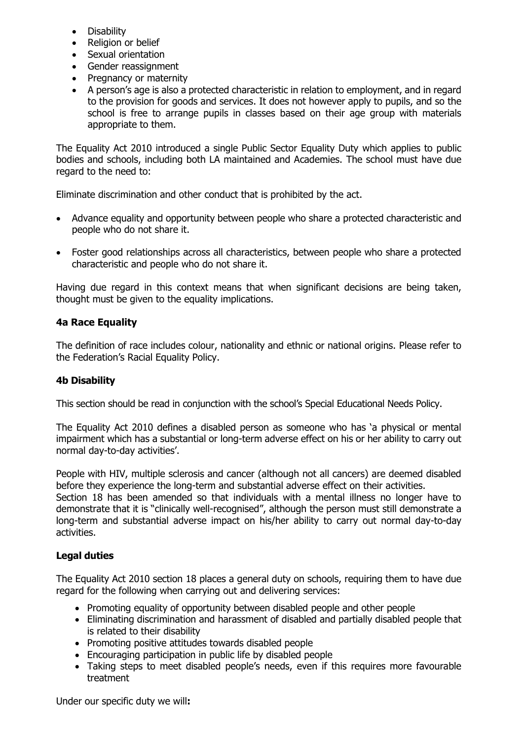- Disability
- Religion or belief
- Sexual orientation
- Gender reassignment
- Pregnancy or maternity
- A person's age is also a protected characteristic in relation to employment, and in regard to the provision for goods and services. It does not however apply to pupils, and so the school is free to arrange pupils in classes based on their age group with materials appropriate to them.

The Equality Act 2010 introduced a single Public Sector Equality Duty which applies to public bodies and schools, including both LA maintained and Academies. The school must have due regard to the need to:

Eliminate discrimination and other conduct that is prohibited by the act.

- Advance equality and opportunity between people who share a protected characteristic and people who do not share it.
- Foster good relationships across all characteristics, between people who share a protected characteristic and people who do not share it.

Having due regard in this context means that when significant decisions are being taken, thought must be given to the equality implications.

### 4a Race Equality

The definition of race includes colour, nationality and ethnic or national origins. Please refer to the Federation's Racial Equality Policy.

### 4b Disability

This section should be read in conjunction with the school's Special Educational Needs Policy.

The Equality Act 2010 defines a disabled person as someone who has 'a physical or mental impairment which has a substantial or long-term adverse effect on his or her ability to carry out normal day-to-day activities'.

People with HIV, multiple sclerosis and cancer (although not all cancers) are deemed disabled before they experience the long-term and substantial adverse effect on their activities.
Section 18 has been amended so that individuals with a mental illness no longer have to demonstrate that it is "clinically well-recognised", although the person must still demonstrate a long-term and substantial adverse impact on his/her ability to carry out normal day-to-day activities.

### Legal duties

The Equality Act 2010 section 18 places a general duty on schools, requiring them to have due regard for the following when carrying out and delivering services:

- Promoting equality of opportunity between disabled people and other people
- Eliminating discrimination and harassment of disabled and partially disabled people that is related to their disability
- Promoting positive attitudes towards disabled people
- Encouraging participation in public life by disabled people
- Taking steps to meet disabled people's needs, even if this requires more favourable treatment

Under our specific duty we will**:**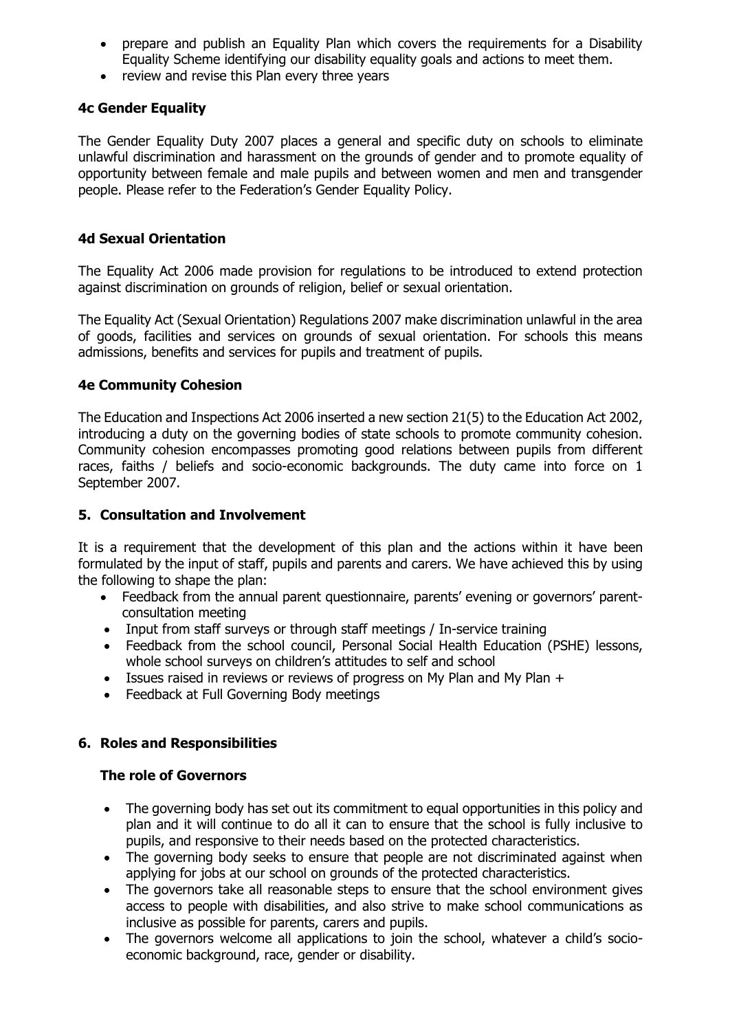- prepare and publish an Equality Plan which covers the requirements for a Disability Equality Scheme identifying our disability equality goals and actions to meet them.
- review and revise this Plan every three years

### 4c Gender Equality

The Gender Equality Duty 2007 places a general and specific duty on schools to eliminate unlawful discrimination and harassment on the grounds of gender and to promote equality of opportunity between female and male pupils and between women and men and transgender people. Please refer to the Federation's Gender Equality Policy.

### 4d Sexual Orientation

The Equality Act 2006 made provision for regulations to be introduced to extend protection against discrimination on grounds of religion, belief or sexual orientation.

The Equality Act (Sexual Orientation) Regulations 2007 make discrimination unlawful in the area of goods, facilities and services on grounds of sexual orientation. For schools this means admissions, benefits and services for pupils and treatment of pupils.

### 4e Community Cohesion

The Education and Inspections Act 2006 inserted a new section 21(5) to the Education Act 2002, introducing a duty on the governing bodies of state schools to promote community cohesion. Community cohesion encompasses promoting good relations between pupils from different races, faiths / beliefs and socio-economic backgrounds. The duty came into force on 1 September 2007.

## 5. Consultation and Involvement

It is a requirement that the development of this plan and the actions within it have been formulated by the input of staff, pupils and parents and carers. We have achieved this by using the following to shape the plan:

- Feedback from the annual parent questionnaire, parents' evening or governors' parent-consultation meeting
- Input from staff surveys or through staff meetings / In-service training
- Feedback from the school council, Personal Social Health Education (PSHE) lessons, whole school surveys on children's attitudes to self and school
- Issues raised in reviews or reviews of progress on My Plan and My Plan +
- Feedback at Full Governing Body meetings

## 6. Roles and Responsibilities

### The role of Governors

- The governing body has set out its commitment to equal opportunities in this policy and plan and it will continue to do all it can to ensure that the school is fully inclusive to pupils, and responsive to their needs based on the protected characteristics.
- The governing body seeks to ensure that people are not discriminated against when applying for jobs at our school on grounds of the protected characteristics.
- The governors take all reasonable steps to ensure that the school environment gives access to people with disabilities, and also strive to make school communications as inclusive as possible for parents, carers and pupils.
- The governors welcome all applications to join the school, whatever a child's socio-economic background, race, gender or disability.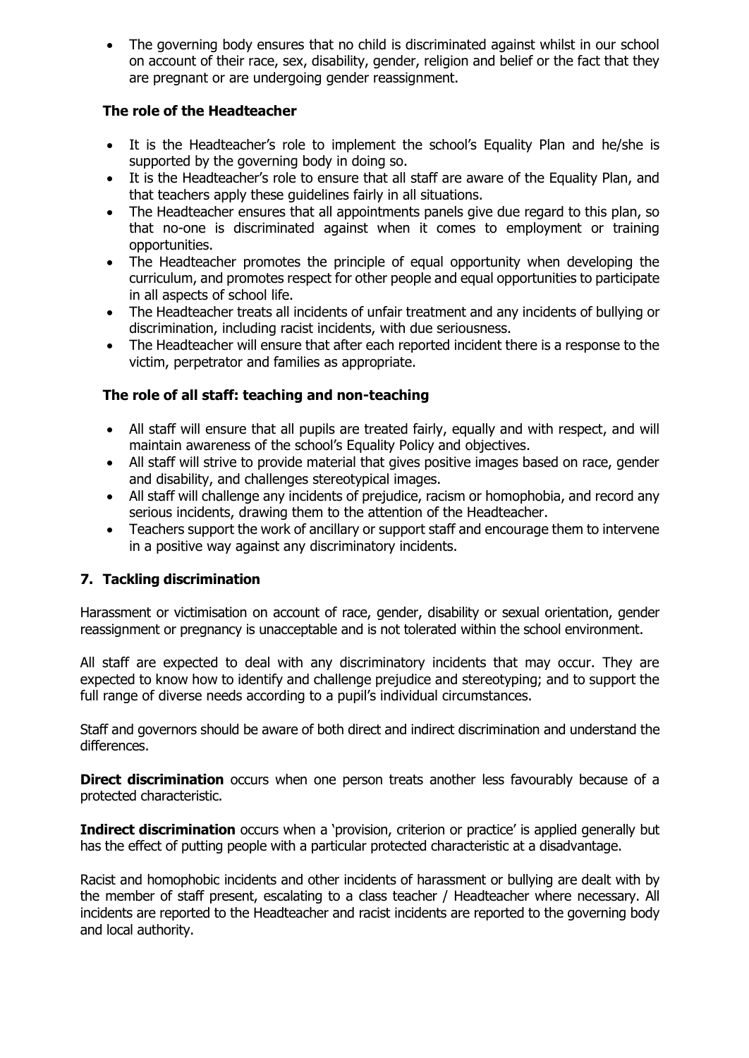- The governing body ensures that no child is discriminated against whilst in our school on account of their race, sex, disability, gender, religion and belief or the fact that they are pregnant or are undergoing gender reassignment.

### The role of the Headteacher

- It is the Headteacher's role to implement the school's Equality Plan and he/she is supported by the governing body in doing so.
- It is the Headteacher's role to ensure that all staff are aware of the Equality Plan, and that teachers apply these guidelines fairly in all situations.
- The Headteacher ensures that all appointments panels give due regard to this plan, so that no-one is discriminated against when it comes to employment or training opportunities.
- The Headteacher promotes the principle of equal opportunity when developing the curriculum, and promotes respect for other people and equal opportunities to participate in all aspects of school life.
- The Headteacher treats all incidents of unfair treatment and any incidents of bullying or discrimination, including racist incidents, with due seriousness.
- The Headteacher will ensure that after each reported incident there is a response to the victim, perpetrator and families as appropriate.

### The role of all staff: teaching and non-teaching

- All staff will ensure that all pupils are treated fairly, equally and with respect, and will maintain awareness of the school's Equality Policy and objectives.
- All staff will strive to provide material that gives positive images based on race, gender and disability, and challenges stereotypical images.
- All staff will challenge any incidents of prejudice, racism or homophobia, and record any serious incidents, drawing them to the attention of the Headteacher.
- Teachers support the work of ancillary or support staff and encourage them to intervene in a positive way against any discriminatory incidents.

## 7. Tackling discrimination

Harassment or victimisation on account of race, gender, disability or sexual orientation, gender reassignment or pregnancy is unacceptable and is not tolerated within the school environment.

All staff are expected to deal with any discriminatory incidents that may occur. They are expected to know how to identify and challenge prejudice and stereotyping; and to support the full range of diverse needs according to a pupil's individual circumstances.

Staff and governors should be aware of both direct and indirect discrimination and understand the differences.

**Direct discrimination** occurs when one person treats another less favourably because of a protected characteristic.

**Indirect discrimination** occurs when a 'provision, criterion or practice' is applied generally but has the effect of putting people with a particular protected characteristic at a disadvantage.

Racist and homophobic incidents and other incidents of harassment or bullying are dealt with by the member of staff present, escalating to a class teacher / Headteacher where necessary. All incidents are reported to the Headteacher and racist incidents are reported to the governing body and local authority.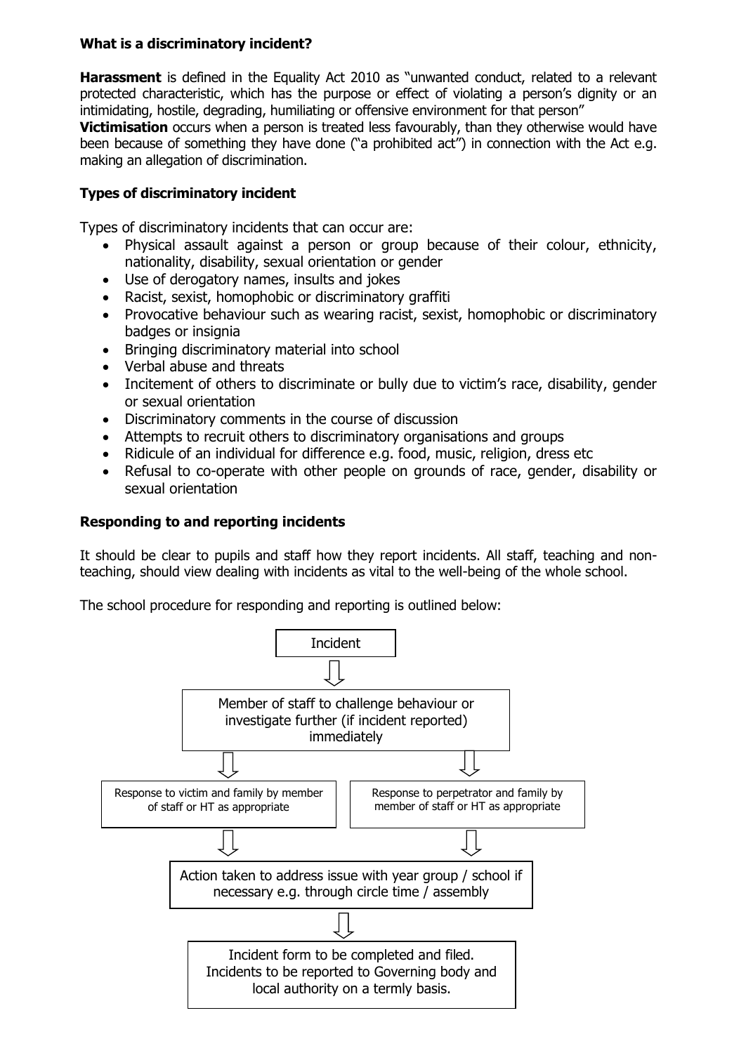### What is a discriminatory incident?

**Harassment** is defined in the Equality Act 2010 as "unwanted conduct, related to a relevant protected characteristic, which has the purpose or effect of violating a person's dignity or an intimidating, hostile, degrading, humiliating or offensive environment for that person"

**Victimisation** occurs when a person is treated less favourably, than they otherwise would have been because of something they have done ("a prohibited act") in connection with the Act e.g. making an allegation of discrimination.

### Types of discriminatory incident

Types of discriminatory incidents that can occur are:

- Physical assault against a person or group because of their colour, ethnicity, nationality, disability, sexual orientation or gender
- Use of derogatory names, insults and jokes
- Racist, sexist, homophobic or discriminatory graffiti
- Provocative behaviour such as wearing racist, sexist, homophobic or discriminatory badges or insignia
- Bringing discriminatory material into school
- Verbal abuse and threats
- Incitement of others to discriminate or bully due to victim's race, disability, gender or sexual orientation
- Discriminatory comments in the course of discussion
- Attempts to recruit others to discriminatory organisations and groups
- Ridicule of an individual for difference e.g. food, music, religion, dress etc
- Refusal to co-operate with other people on grounds of race, gender, disability or sexual orientation

### Responding to and reporting incidents

It should be clear to pupils and staff how they report incidents. All staff, teaching and non-teaching, should view dealing with incidents as vital to the well-being of the whole school.

The school procedure for responding and reporting is outlined below:

Incident

⇓

Member of staff to challenge behaviour or investigate further (if incident reported) immediately

⇓ ⇓

Response to victim and family by member of staff or HT as appropriate | Response to perpetrator and family by member of staff or HT as appropriate

⇓ ⇓

Action taken to address issue with year group / school if necessary e.g. through circle time / assembly

⇓

Incident form to be completed and filed. Incidents to be reported to Governing body and local authority on a termly basis.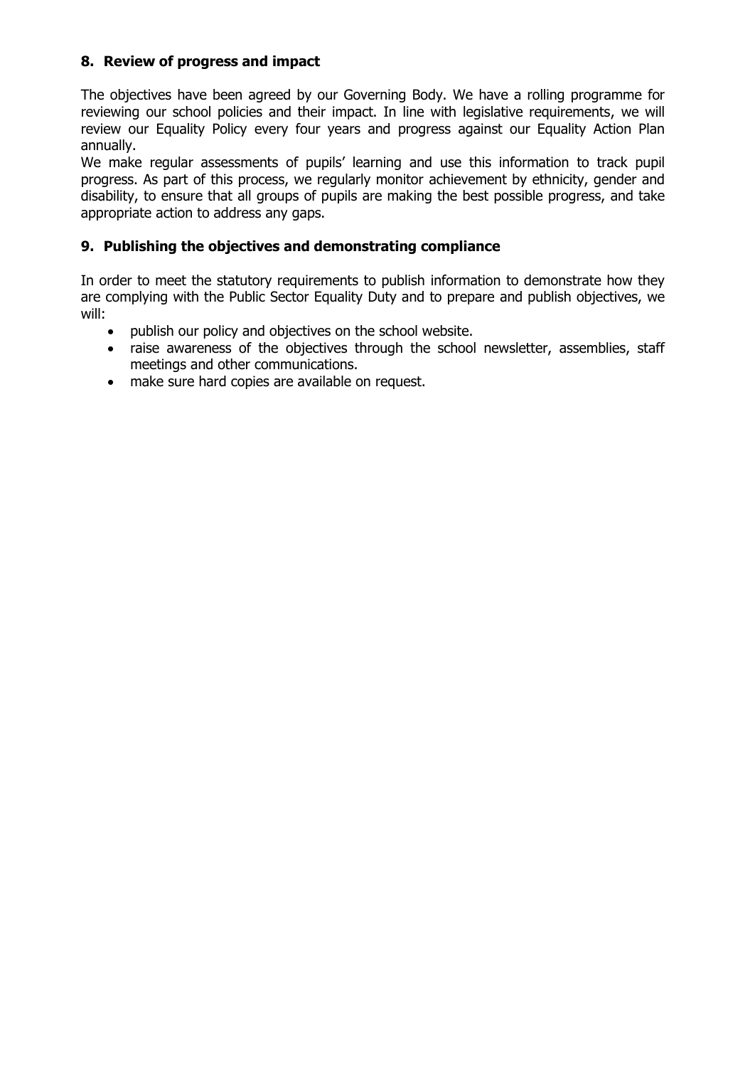## 8. Review of progress and impact

The objectives have been agreed by our Governing Body. We have a rolling programme for reviewing our school policies and their impact. In line with legislative requirements, we will review our Equality Policy every four years and progress against our Equality Action Plan annually.

We make regular assessments of pupils' learning and use this information to track pupil progress. As part of this process, we regularly monitor achievement by ethnicity, gender and disability, to ensure that all groups of pupils are making the best possible progress, and take appropriate action to address any gaps.

## 9. Publishing the objectives and demonstrating compliance

In order to meet the statutory requirements to publish information to demonstrate how they are complying with the Public Sector Equality Duty and to prepare and publish objectives, we will:

- publish our policy and objectives on the school website.
- raise awareness of the objectives through the school newsletter, assemblies, staff meetings and other communications.
- make sure hard copies are available on request.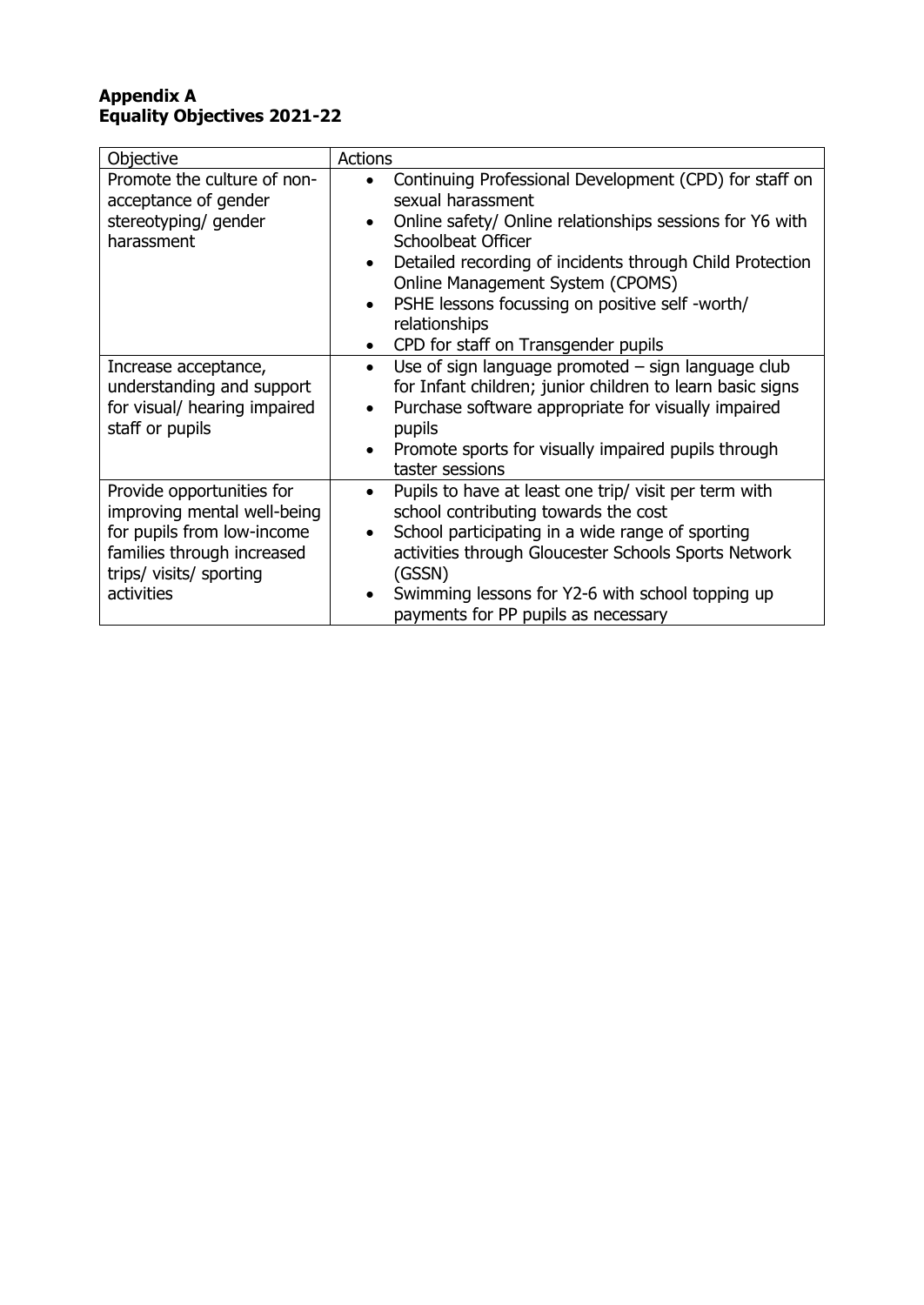**Appendix A**
**Equality Objectives 2021-22**

| Objective | Actions |
|---|---|
| Promote the culture of non-acceptance of gender stereotyping/ gender harassment | • Continuing Professional Development (CPD) for staff on sexual harassment<br>• Online safety/ Online relationships sessions for Y6 with Schoolbeat Officer<br>• Detailed recording of incidents through Child Protection Online Management System (CPOMS)<br>• PSHE lessons focussing on positive self -worth/ relationships<br>• CPD for staff on Transgender pupils |
| Increase acceptance, understanding and support for visual/ hearing impaired staff or pupils | • Use of sign language promoted – sign language club for Infant children; junior children to learn basic signs<br>• Purchase software appropriate for visually impaired pupils<br>• Promote sports for visually impaired pupils through taster sessions |
| Provide opportunities for improving mental well-being for pupils from low-income families through increased trips/ visits/ sporting activities | • Pupils to have at least one trip/ visit per term with school contributing towards the cost<br>• School participating in a wide range of sporting activities through Gloucester Schools Sports Network (GSSN)<br>• Swimming lessons for Y2-6 with school topping up payments for PP pupils as necessary |